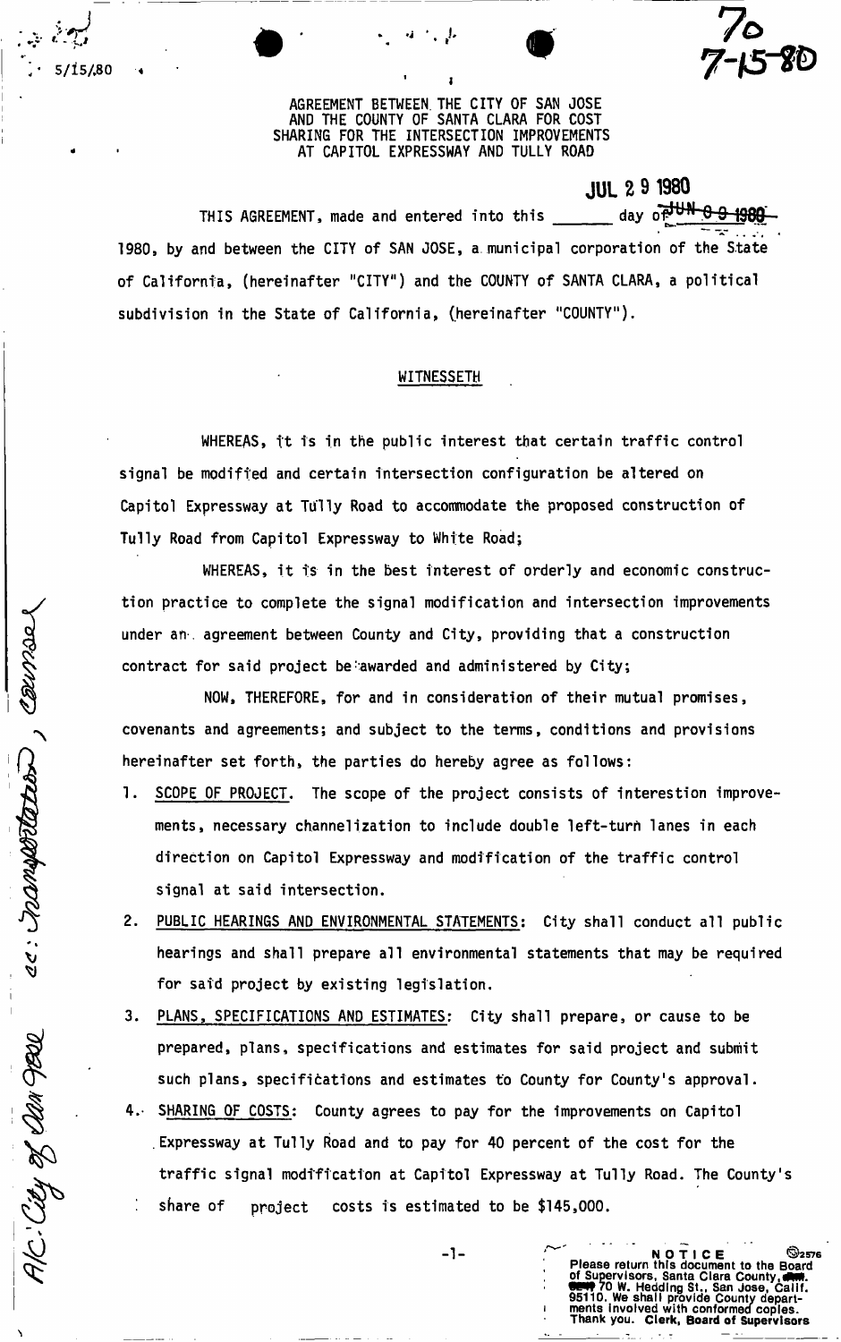5/15/80

7o
7-15-80

AGREEMENT BETWEEN THE CITY OF SAN JOSE AND THE COUNTY OF SANTA CLARA FOR COST SHARING FOR THE INTERSECTION IMPROVEMENTS AT CAPITOL EXPRESSWAY AND TULLY ROAD

JUL 2 9 1980

THIS AGREEMENT, made and entered into this _______ day of ~~JUN 0 9 1980~~ 1980, by and between the CITY of SAN JOSE, a municipal corporation of the State of California, (hereinafter "CITY") and the COUNTY of SANTA CLARA, a political subdivision in the State of California, (hereinafter "COUNTY").

WITNESSETH

WHEREAS, it is in the public interest that certain traffic control signal be modified and certain intersection configuration be altered on Capitol Expressway at Tully Road to accommodate the proposed construction of Tully Road from Capitol Expressway to White Road;

WHEREAS, it is in the best interest of orderly and economic construction practice to complete the signal modification and intersection improvements under an agreement between County and City, providing that a construction contract for said project be awarded and administered by City;

NOW, THEREFORE, for and in consideration of their mutual promises, covenants and agreements; and subject to the terms, conditions and provisions hereinafter set forth, the parties do hereby agree as follows:

1. SCOPE OF PROJECT. The scope of the project consists of interestion improvements, necessary channelization to include double left-turn lanes in each direction on Capitol Expressway and modification of the traffic control signal at said intersection.
2. PUBLIC HEARINGS AND ENVIRONMENTAL STATEMENTS: City shall conduct all public hearings and shall prepare all environmental statements that may be required for said project by existing legislation.
3. PLANS, SPECIFICATIONS AND ESTIMATES: City shall prepare, or cause to be prepared, plans, specifications and estimates for said project and submit such plans, specifications and estimates to County for County's approval.
4. SHARING OF COSTS: County agrees to pay for the improvements on Capitol Expressway at Tully Road and to pay for 40 percent of the cost for the traffic signal modification at Capitol Expressway at Tully Road. The County's share of project costs is estimated to be $145,000.

A/C: City of San Jose cc: Transportation, Counsel

NOTICE
Please return this document to the Board of Supervisors, Santa Clara County, 70 W. Hedding St., San Jose, Calif. 95110. We shall provide County departments involved with conformed copies. Thank you. Clerk, Board of Supervisors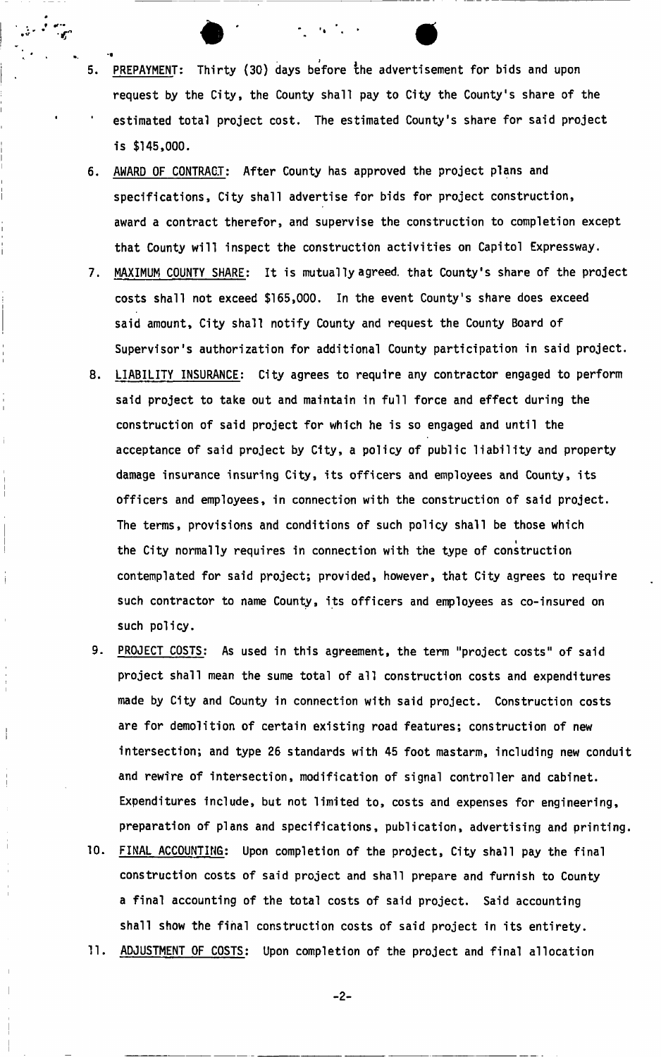5. PREPAYMENT: Thirty (30) days before the advertisement for bids and upon request by the City, the County shall pay to City the County's share of the estimated total project cost. The estimated County's share for said project is $145,000.
6. AWARD OF CONTRACT: After County has approved the project plans and specifications, City shall advertise for bids for project construction, award a contract therefor, and supervise the construction to completion except that County will inspect the construction activities on Capitol Expressway.
7. MAXIMUM COUNTY SHARE: It is mutually agreed that County's share of the project costs shall not exceed $165,000. In the event County's share does exceed said amount, City shall notify County and request the County Board of Supervisor's authorization for additional County participation in said project.
8. LIABILITY INSURANCE: City agrees to require any contractor engaged to perform said project to take out and maintain in full force and effect during the construction of said project for which he is so engaged and until the acceptance of said project by City, a policy of public liability and property damage insurance insuring City, its officers and employees and County, its officers and employees, in connection with the construction of said project. The terms, provisions and conditions of such policy shall be those which the City normally requires in connection with the type of construction contemplated for said project; provided, however, that City agrees to require such contractor to name County, its officers and employees as co-insured on such policy.
9. PROJECT COSTS: As used in this agreement, the term "project costs" of said project shall mean the sume total of all construction costs and expenditures made by City and County in connection with said project. Construction costs are for demolition of certain existing road features; construction of new intersection; and type 26 standards with 45 foot mastarm, including new conduit and rewire of intersection, modification of signal controller and cabinet. Expenditures include, but not limited to, costs and expenses for engineering, preparation of plans and specifications, publication, advertising and printing.
10. FINAL ACCOUNTING: Upon completion of the project, City shall pay the final construction costs of said project and shall prepare and furnish to County a final accounting of the total costs of said project. Said accounting shall show the final construction costs of said project in its entirety.
11. ADJUSTMENT OF COSTS: Upon completion of the project and final allocation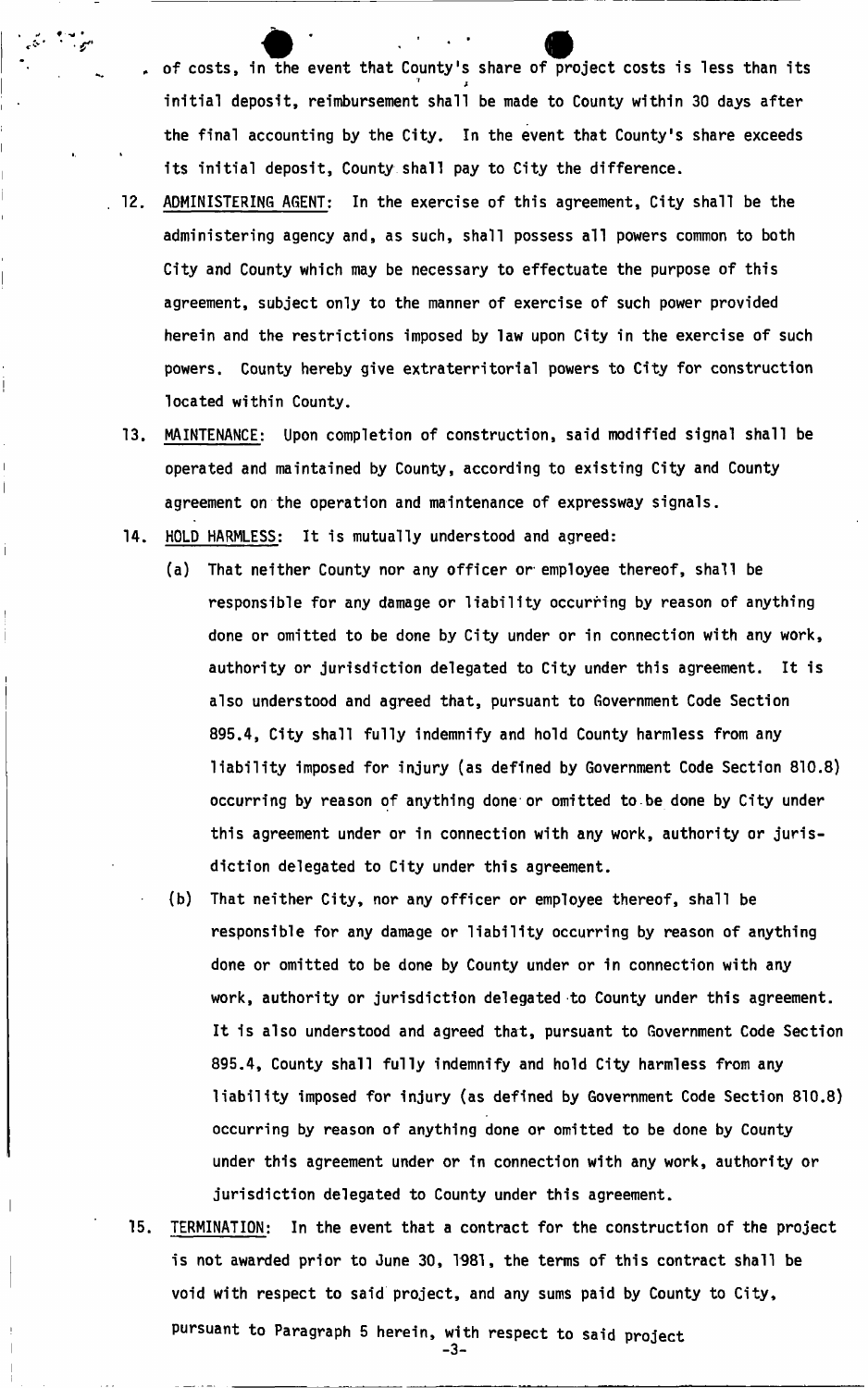of costs, in the event that County's share of project costs is less than its initial deposit, reimbursement shall be made to County within 30 days after the final accounting by the City. In the event that County's share exceeds its initial deposit, County shall pay to City the difference.

12. ADMINISTERING AGENT: In the exercise of this agreement, City shall be the administering agency and, as such, shall possess all powers common to both City and County which may be necessary to effectuate the purpose of this agreement, subject only to the manner of exercise of such power provided herein and the restrictions imposed by law upon City in the exercise of such powers. County hereby give extraterritorial powers to City for construction located within County.

13. MAINTENANCE: Upon completion of construction, said modified signal shall be operated and maintained by County, according to existing City and County agreement on the operation and maintenance of expressway signals.

14. HOLD HARMLESS: It is mutually understood and agreed:

    (a) That neither County nor any officer or employee thereof, shall be responsible for any damage or liability occurring by reason of anything done or omitted to be done by City under or in connection with any work, authority or jurisdiction delegated to City under this agreement. It is also understood and agreed that, pursuant to Government Code Section 895.4, City shall fully indemnify and hold County harmless from any liability imposed for injury (as defined by Government Code Section 810.8) occurring by reason of anything done or omitted to be done by City under this agreement under or in connection with any work, authority or jurisdiction delegated to City under this agreement.

    (b) That neither City, nor any officer or employee thereof, shall be responsible for any damage or liability occurring by reason of anything done or omitted to be done by County under or in connection with any work, authority or jurisdiction delegated to County under this agreement. It is also understood and agreed that, pursuant to Government Code Section 895.4, County shall fully indemnify and hold City harmless from any liability imposed for injury (as defined by Government Code Section 810.8) occurring by reason of anything done or omitted to be done by County under this agreement under or in connection with any work, authority or jurisdiction delegated to County under this agreement.

15. TERMINATION: In the event that a contract for the construction of the project is not awarded prior to June 30, 1981, the terms of this contract shall be void with respect to said project, and any sums paid by County to City, pursuant to Paragraph 5 herein, with respect to said project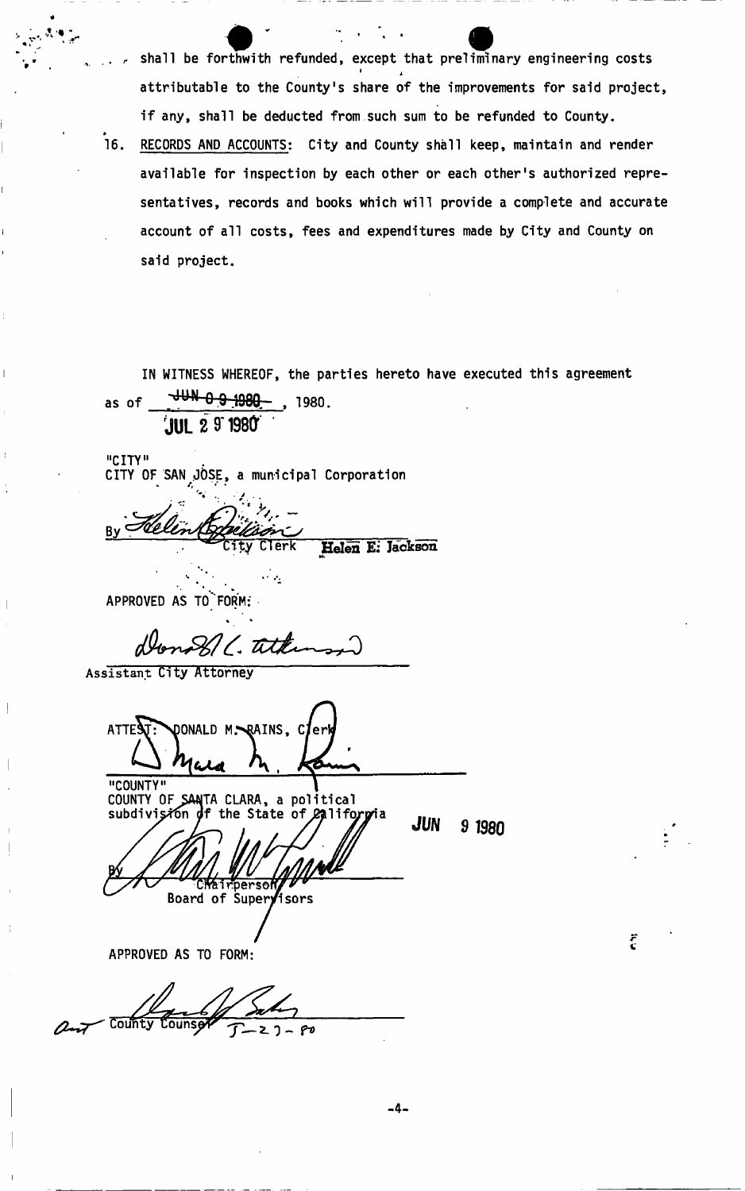shall be forthwith refunded, except that preliminary engineering costs attributable to the County's share of the improvements for said project, if any, shall be deducted from such sum to be refunded to County.

16. RECORDS AND ACCOUNTS: City and County shall keep, maintain and render available for inspection by each other or each other's authorized representatives, records and books which will provide a complete and accurate account of all costs, fees and expenditures made by City and County on said project.

IN WITNESS WHEREOF, the parties hereto have executed this agreement as of ~~JUN 0 9 1980~~, 1980.

JUL 2 9 1980

"CITY"
CITY OF SAN JOSE, a municipal Corporation

By _______________
City Clerk Helen E. Jackson

APPROVED AS TO FORM:

_______________
Assistant City Attorney

ATTEST: DONALD M. RAINS, Clerk

_______________

"COUNTY"
COUNTY OF SANTA CLARA, a political subdivision of the State of California

JUN 9 1980

By _______________
Chairperson
Board of Supervisors

APPROVED AS TO FORM:

Asst _______________
County Counsel 7-27-80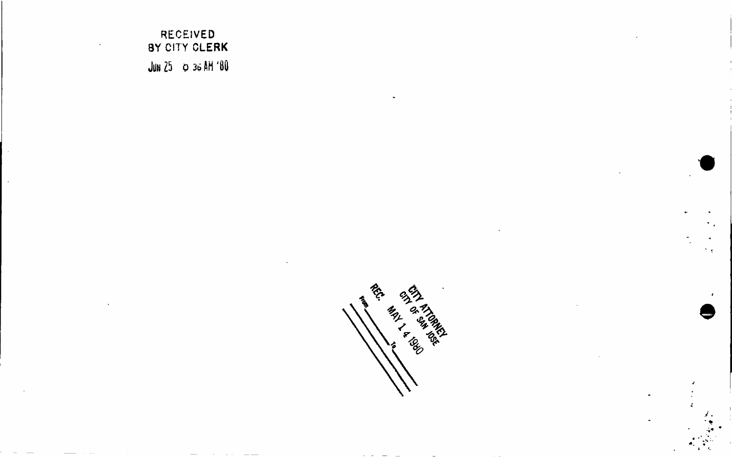RECEIVED
BY CITY CLERK

JUN 25 0 36 AM '80

CITY ATTORNEY
CITY OF SAN JOSE
REC. MAY 14 1980
From
To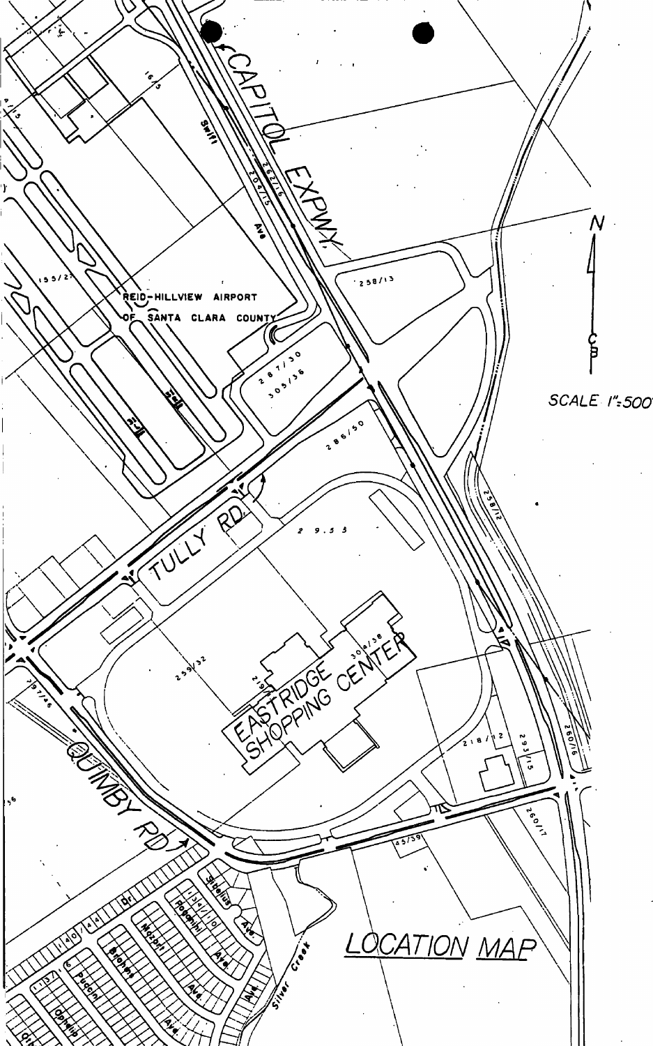LOCATION MAP

SCALE 1"=500'

N

REID-HILLVIEW AIRPORT OF SANTA CLARA COUNTY

CAPITOL EXPWY.

Swift Ave

TULLY RD.

EASTRIDGE SHOPPING CENTER

QUIMBY RD.

Silver Creek

29.55

258/13

287/30

305/36

286/50

258/12

259/32

219/

304/38

218/12

293/15

260/16

260/17

297/46

45/39

262/16

204/15

155/27

16/5

Dr

Sibelius

Flogoshini

Mozart

Brahms

Puccini

Ophelia

Ave

Ave.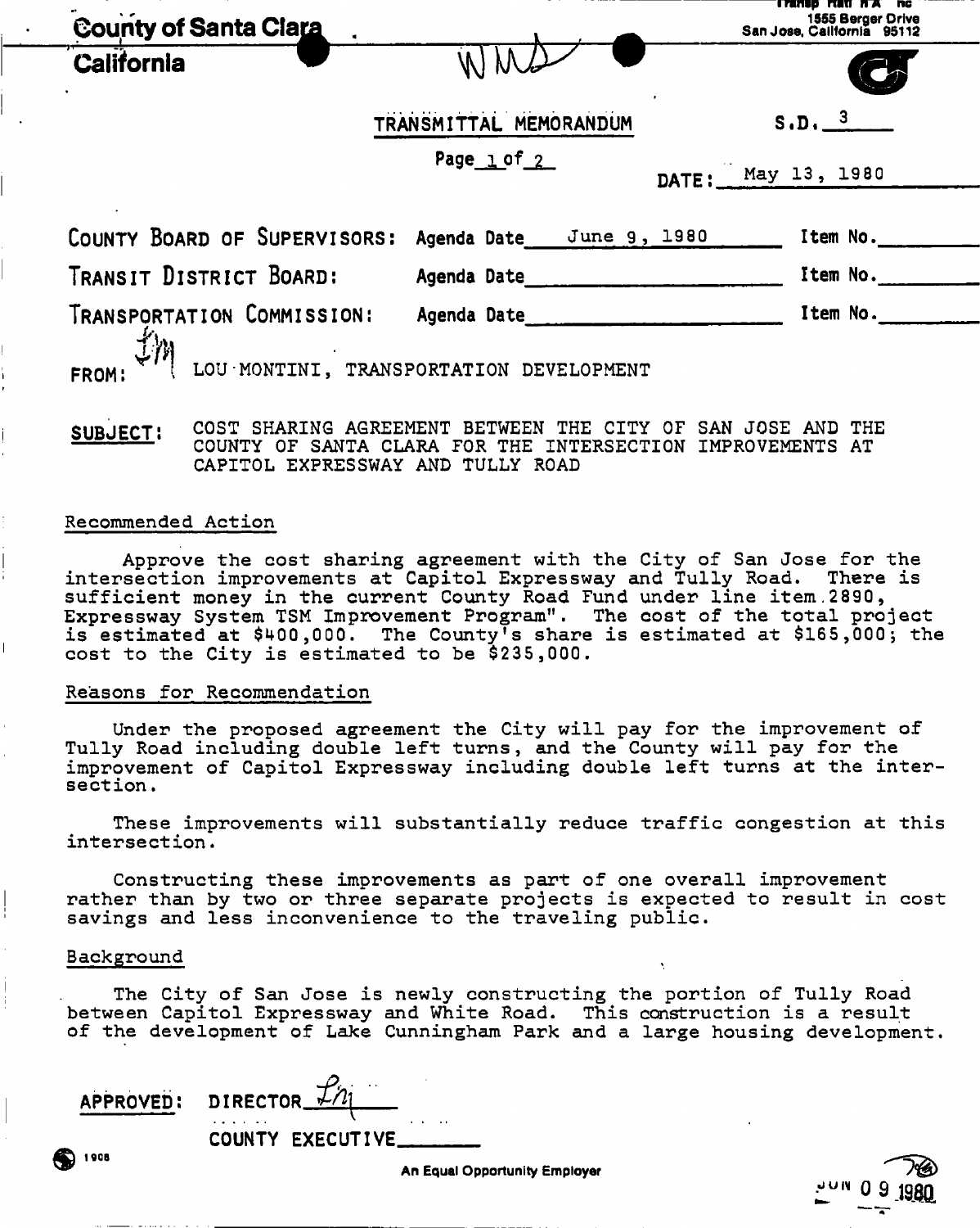**County of Santa Clara**
**California**

Transp Hall  
1555 Berger Drive  
San Jose, California 95112

WMD

# TRANSMITTAL MEMORANDUM

S.D. 3

Page 1 of 2

DATE: May 13, 1980

| | | |
|---|---|---|
| COUNTY BOARD OF SUPERVISORS: | Agenda Date June 9, 1980 | Item No. ___ |
| TRANSIT DISTRICT BOARD: | Agenda Date ___ | Item No. ___ |
| TRANSPORTATION COMMISSION: | Agenda Date ___ | Item No. ___ |

FROM: LOU MONTINI, TRANSPORTATION DEVELOPMENT

**SUBJECT:** COST SHARING AGREEMENT BETWEEN THE CITY OF SAN JOSE AND THE COUNTY OF SANTA CLARA FOR THE INTERSECTION IMPROVEMENTS AT CAPITOL EXPRESSWAY AND TULLY ROAD

## Recommended Action

Approve the cost sharing agreement with the City of San Jose for the intersection improvements at Capitol Expressway and Tully Road. There is sufficient money in the current County Road Fund under line item 2890, Expressway System TSM Improvement Program". The cost of the total project is estimated at $400,000. The County's share is estimated at $165,000; the cost to the City is estimated to be $235,000.

## Reasons for Recommendation

Under the proposed agreement the City will pay for the improvement of Tully Road including double left turns, and the County will pay for the improvement of Capitol Expressway including double left turns at the intersection.

These improvements will substantially reduce traffic congestion at this intersection.

Constructing these improvements as part of one overall improvement rather than by two or three separate projects is expected to result in cost savings and less inconvenience to the traveling public.

## Background

The City of San Jose is newly constructing the portion of Tully Road between Capitol Expressway and White Road. This construction is a result of the development of Lake Cunningham Park and a large housing development.

APPROVED: DIRECTOR LM

COUNTY EXECUTIVE ___

1908

An Equal Opportunity Employer

JUN 09 1980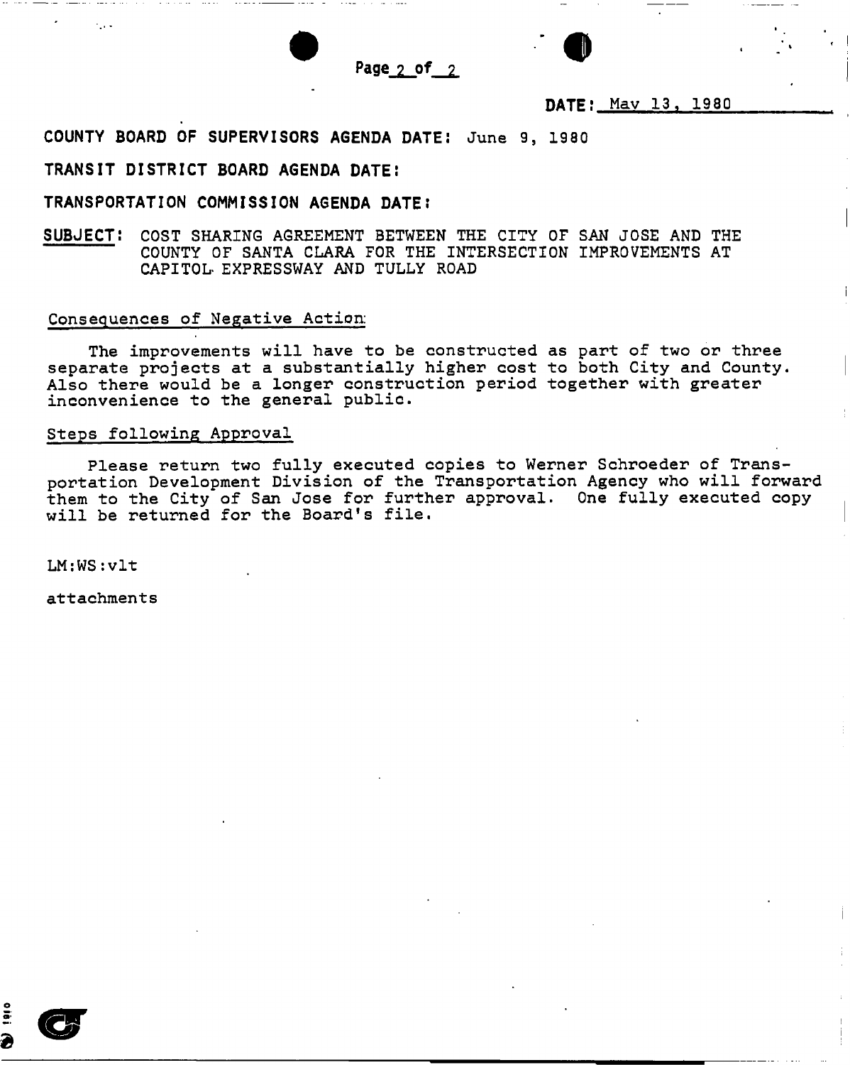**DATE:** May 13, 1980

**COUNTY BOARD OF SUPERVISORS AGENDA DATE:** June 9, 1980

**TRANSIT DISTRICT BOARD AGENDA DATE:**

**TRANSPORTATION COMMISSION AGENDA DATE:**

**SUBJECT:** COST SHARING AGREEMENT BETWEEN THE CITY OF SAN JOSE AND THE COUNTY OF SANTA CLARA FOR THE INTERSECTION IMPROVEMENTS AT CAPITOL EXPRESSWAY AND TULLY ROAD

Consequences of Negative Action

The improvements will have to be constructed as part of two or three separate projects at a substantially higher cost to both City and County. Also there would be a longer construction period together with greater inconvenience to the general public.

Steps following Approval

Please return two fully executed copies to Werner Schroeder of Transportation Development Division of the Transportation Agency who will forward them to the City of San Jose for further approval. One fully executed copy will be returned for the Board's file.

LM:WS:vlt

attachments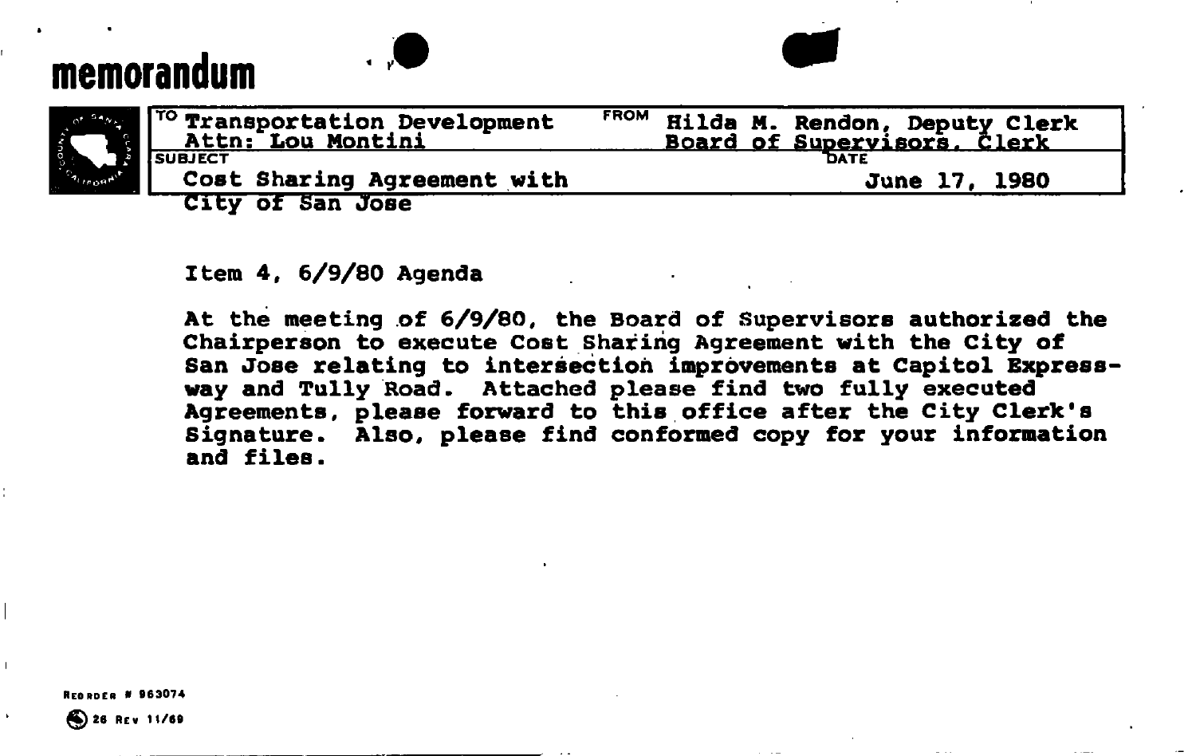# memorandum

| | |
|---|---|
| TO Transportation Development<br>Attn: Lou Montini | FROM Hilda M. Rendon, Deputy Clerk<br>Board of Supervisors, Clerk |
| SUBJECT<br>Cost Sharing Agreement with City of San Jose | DATE<br>June 17, 1980 |

Item 4, 6/9/80 Agenda

At the meeting of 6/9/80, the Board of Supervisors authorized the Chairperson to execute Cost Sharing Agreement with the City of San Jose relating to intersection improvements at Capitol Expressway and Tully Road. Attached please find two fully executed Agreements, please forward to this office after the City Clerk's Signature. Also, please find conformed copy for your information and files.

REORDER # 963074

26 REV 11/69